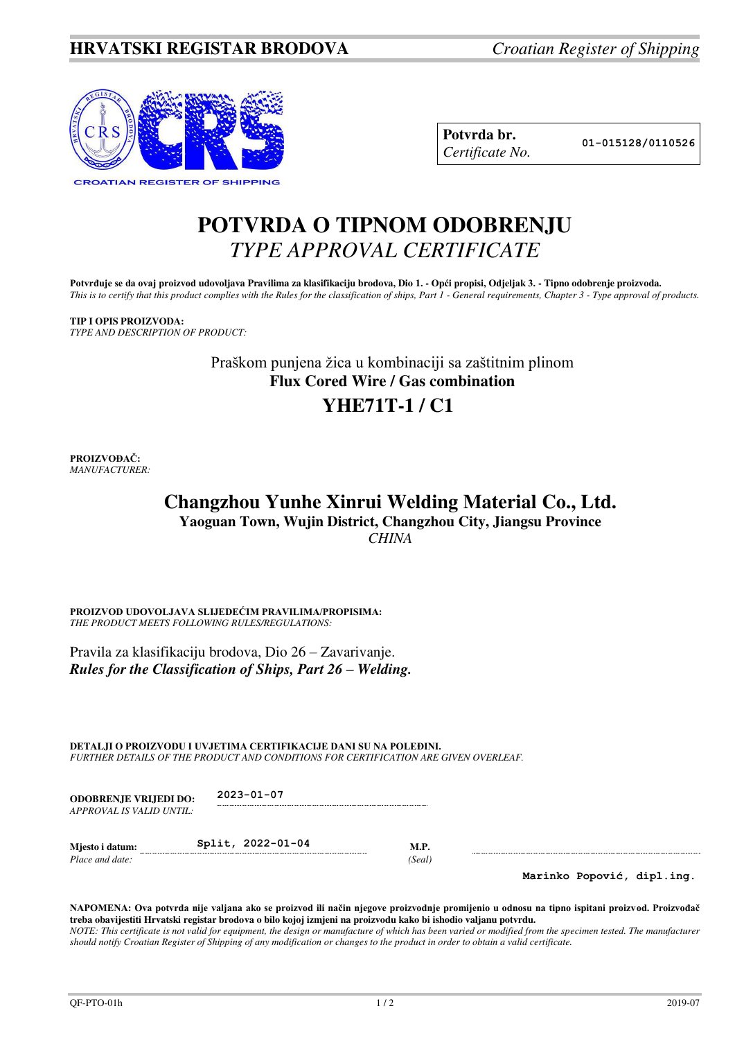**HRVATSKI REGISTAR BRODOVA** *Croatian Register of Shipping*

CROATIAN REGISTER OF SHIPPING

| **Potvrda br.** *Certificate No.* | 01-015128/0110526 |
|---|---|

# POTVRDA O TIPNOM ODOBRENJU
## *TYPE APPROVAL CERTIFICATE*

**Potvrđuje se da ovaj proizvod udovoljava Pravilima za klasifikaciju brodova, Dio 1. - Opći propisi, Odjeljak 3. - Tipno odobrenje proizvoda.**
*This is to certify that this product complies with the Rules for the classification of ships, Part 1 - General requirements, Chapter 3 - Type approval of products.*

**TIP I OPIS PROIZVODA:**
*TYPE AND DESCRIPTION OF PRODUCT:*

Praškom punjena žica u kombinaciji sa zaštitnim plinom
**Flux Cored Wire / Gas combination**

**YHE71T-1 / C1**

**PROIZVOĐAČ:**
*MANUFACTURER:*

**Changzhou Yunhe Xinrui Welding Material Co., Ltd.**
**Yaoguan Town, Wujin District, Changzhou City, Jiangsu Province**
*CHINA*

**PROIZVOD UDOVOLJAVA SLIJEDEĆIM PRAVILIMA/PROPISIMA:**
*THE PRODUCT MEETS FOLLOWING RULES/REGULATIONS:*

Pravila za klasifikaciju brodova, Dio 26 – Zavarivanje.
***Rules for the Classification of Ships, Part 26 – Welding.***

**DETALJI O PROIZVODU I UVJETIMA CERTIFIKACIJE DANI SU NA POLEĐINI.**
*FURTHER DETAILS OF THE PRODUCT AND CONDITIONS FOR CERTIFICATION ARE GIVEN OVERLEAF.*

**ODOBRENJE VRIJEDI DO:** *APPROVAL IS VALID UNTIL:* 2023-01-07

**Mjesto i datum:** *Place and date:* Split, 2022-01-04

**M.P.** *(Seal)*

Marinko Popović, dipl.ing.

**NAPOMENA: Ova potvrda nije valjana ako se proizvod ili način njegove proizvodnje promijenio u odnosu na tipno ispitani proizvod. Proizvođač treba obavijestiti Hrvatski registar brodova o bilo kojoj izmjeni na proizvodu kako bi ishodio valjanu potvrdu.**
*NOTE: This certificate is not valid for equipment, the design or manufacture of which has been varied or modified from the specimen tested. The manufacturer should notify Croatian Register of Shipping of any modification or changes to the product in order to obtain a valid certificate.*

QF-PTO-01h 2019-07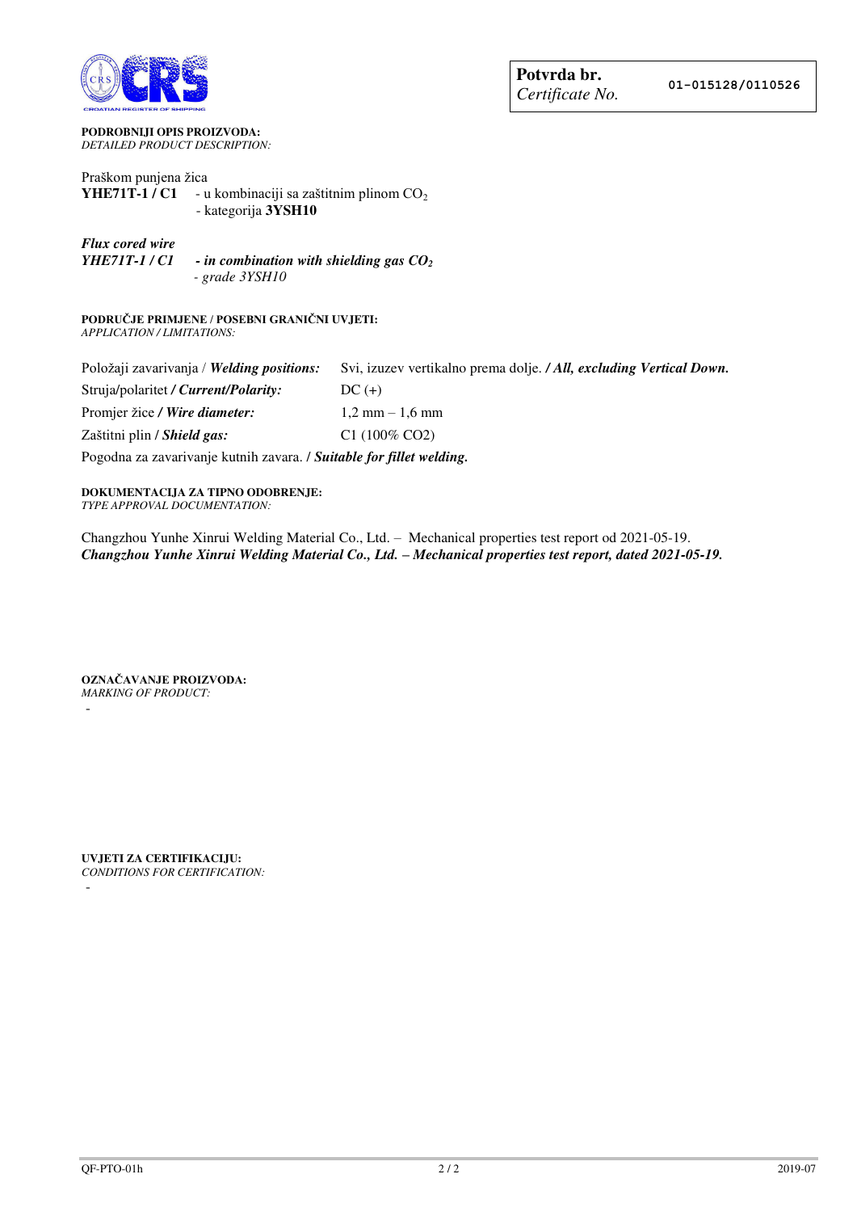**Potvrda br.**
*Certificate No.* 01-015128/0110526

**PODROBNIJI OPIS PROIZVODA:**
*DETAILED PRODUCT DESCRIPTION:*

Praškom punjena žica
**YHE71T-1 / C1** - u kombinaciji sa zaštitnim plinom $CO_2$
- kategorija **3YSH10**

***Flux cored wire***
***YHE71T-1 / C1*** ***- in combination with shielding gas $CO_2$***
*- grade 3YSH10*

**PODRUČJE PRIMJENE / POSEBNI GRANIČNI UVJETI:**
*APPLICATION / LIMITATIONS:*

| | |
|---|---|
| Položaji zavarivanja / ***Welding positions:*** | Svi, izuzev vertikalno prema dolje. ***/ All, excluding Vertical Down.*** |
| Struja/polaritet ***/ Current/Polarity:*** | DC (+) |
| Promjer žice ***/ Wire diameter:*** | 1,2 mm – 1,6 mm |
| Zaštitni plin / ***Shield gas:*** | C1 (100% CO2) |

Pogodna za zavarivanje kutnih zavara. / ***Suitable for fillet welding.***

**DOKUMENTACIJA ZA TIPNO ODOBRENJE:**
*TYPE APPROVAL DOCUMENTATION:*

Changzhou Yunhe Xinrui Welding Material Co., Ltd. – Mechanical properties test report od 2021-05-19.
***Changzhou Yunhe Xinrui Welding Material Co., Ltd. – Mechanical properties test report, dated 2021-05-19.***

**OZNAČAVANJE PROIZVODA:**
*MARKING OF PRODUCT:*

-

**UVJETI ZA CERTIFIKACIJU:**
*CONDITIONS FOR CERTIFICATION:*

-